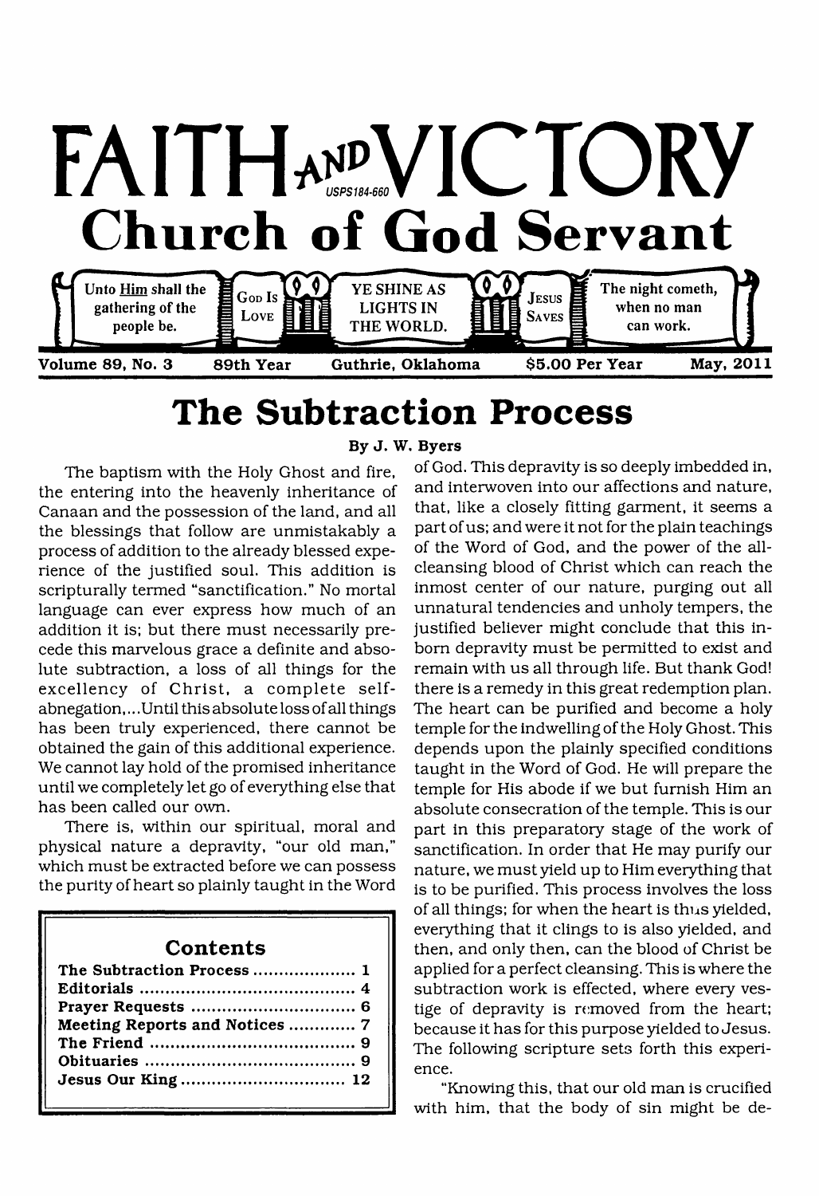# FAITH AND VICTORY

USPS184-660

## Church of God Servant

Unto Him shall the gathering of the people be. | GOD IS LOVE | YE SHINE AS LIGHTS IN THE WORLD. | JESUS SAVES | The night cometh, when no man can work.

Volume 89, No. 3 | 89th Year | Guthrie, Oklahoma | $5.00 Per Year | May, 2011

# The Subtraction Process

**By J. W. Byers**

The baptism with the Holy Ghost and fire, the entering into the heavenly inheritance of Canaan and the possession of the land, and all the blessings that follow are unmistakably a process of addition to the already blessed experience of the justified soul. This addition is scripturally termed "sanctification." No mortal language can ever express how much of an addition it is; but there must necessarily precede this marvelous grace a definite and absolute subtraction, a loss of all things for the excellency of Christ, a complete self-abnegation,...Until this absolute loss of all things has been truly experienced, there cannot be obtained the gain of this additional experience. We cannot lay hold of the promised inheritance until we completely let go of everything else that has been called our own.

There is, within our spiritual, moral and physical nature a depravity, "our old man," which must be extracted before we can possess the purity of heart so plainly taught in the Word of God. This depravity is so deeply imbedded in, and interwoven into our affections and nature, that, like a closely fitting garment, it seems a part of us; and were it not for the plain teachings of the Word of God, and the power of the all-cleansing blood of Christ which can reach the inmost center of our nature, purging out all unnatural tendencies and unholy tempers, the justified believer might conclude that this inborn depravity must be permitted to exist and remain with us all through life. But thank God! there is a remedy in this great redemption plan. The heart can be purified and become a holy temple for the indwelling of the Holy Ghost. This depends upon the plainly specified conditions taught in the Word of God. He will prepare the temple for His abode if we but furnish Him an absolute consecration of the temple. This is our part in this preparatory stage of the work of sanctification. In order that He may purify our nature, we must yield up to Him everything that is to be purified. This process involves the loss of all things; for when the heart is thus yielded, everything that it clings to is also yielded, and then, and only then, can the blood of Christ be applied for a perfect cleansing. This is where the subtraction work is effected, where every vestige of depravity is removed from the heart; because it has for this purpose yielded to Jesus. The following scripture sets forth this experience.

"Knowing this, that our old man is crucified with him, that the body of sin might be de-

| Contents | |
|---|---|
| **The Subtraction Process** | **1** |
| **Editorials** | **4** |
| **Prayer Requests** | **6** |
| **Meeting Reports and Notices** | **7** |
| **The Friend** | **9** |
| **Obituaries** | **9** |
| **Jesus Our King** | **12** |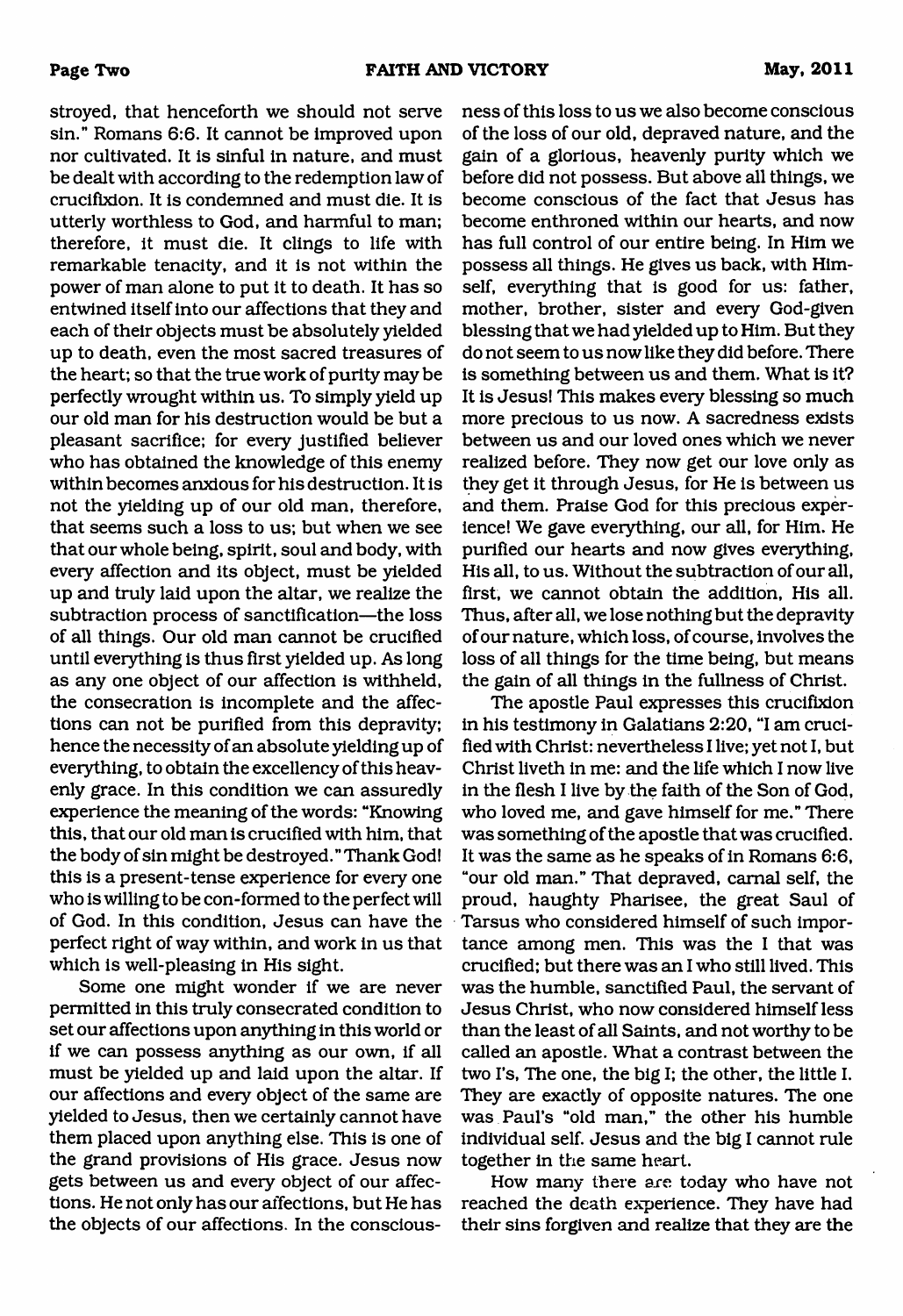stroyed, that henceforth we should not serve sin." Romans 6:6. It cannot be improved upon nor cultivated. It is sinful in nature, and must be dealt with according to the redemption law of crucifixion. It is condemned and must die. It is utterly worthless to God, and harmful to man; therefore, it must die. It clings to life with remarkable tenacity, and it is not within the power of man alone to put it to death. It has so entwined itself into our affections that they and each of their objects must be absolutely yielded up to death, even the most sacred treasures of the heart; so that the true work of purity may be perfectly wrought within us. To simply yield up our old man for his destruction would be but a pleasant sacrifice; for every justified believer who has obtained the knowledge of this enemy within becomes anxious for his destruction. It is not the yielding up of our old man, therefore, that seems such a loss to us; but when we see that our whole being, spirit, soul and body, with every affection and its object, must be yielded up and truly laid upon the altar, we realize the subtraction process of sanctification—the loss of all things. Our old man cannot be crucified until everything is thus first yielded up. As long as any one object of our affection is withheld, the consecration is incomplete and the affections can not be purified from this depravity; hence the necessity of an absolute yielding up of everything, to obtain the excellency of this heavenly grace. In this condition we can assuredly experience the meaning of the words: "Knowing this, that our old man is crucified with him, that the body of sin might be destroyed." Thank God! this is a present-tense experience for every one who is willing to be con-formed to the perfect will of God. In this condition, Jesus can have the perfect right of way within, and work in us that which is well-pleasing in His sight.

Some one might wonder if we are never permitted in this truly consecrated condition to set our affections upon anything in this world or if we can possess anything as our own, if all must be yielded up and laid upon the altar. If our affections and every object of the same are yielded to Jesus, then we certainly cannot have them placed upon anything else. This is one of the grand provisions of His grace. Jesus now gets between us and every object of our affections. He not only has our affections, but He has the objects of our affections. In the consciousness of this loss to us we also become conscious of the loss of our old, depraved nature, and the gain of a glorious, heavenly purity which we before did not possess. But above all things, we become conscious of the fact that Jesus has become enthroned within our hearts, and now has full control of our entire being. In Him we possess all things. He gives us back, with Himself, everything that is good for us: father, mother, brother, sister and every God-given blessing that we had yielded up to Him. But they do not seem to us now like they did before. There is something between us and them. What is it? It is Jesus! This makes every blessing so much more precious to us now. A sacredness exists between us and our loved ones which we never realized before. They now get our love only as they get it through Jesus, for He is between us and them. Praise God for this precious experience! We gave everything, our all, for Him. He purified our hearts and now gives everything, His all, to us. Without the subtraction of our all, first, we cannot obtain the addition, His all. Thus, after all, we lose nothing but the depravity of our nature, which loss, of course, involves the loss of all things for the time being, but means the gain of all things in the fullness of Christ.

The apostle Paul expresses this crucifixion in his testimony in Galatians 2:20, "I am crucified with Christ: nevertheless I live; yet not I, but Christ liveth in me: and the life which I now live in the flesh I live by the faith of the Son of God, who loved me, and gave himself for me." There was something of the apostle that was crucified. It was the same as he speaks of in Romans 6:6, "our old man." That depraved, carnal self, the proud, haughty Pharisee, the great Saul of Tarsus who considered himself of such importance among men. This was the I that was crucified; but there was an I who still lived. This was the humble, sanctified Paul, the servant of Jesus Christ, who now considered himself less than the least of all Saints, and not worthy to be called an apostle. What a contrast between the two I's, The one, the big I; the other, the little I. They are exactly of opposite natures. The one was Paul's "old man," the other his humble individual self. Jesus and the big I cannot rule together in the same heart.

How many there are today who have not reached the death experience. They have had their sins forgiven and realize that they are the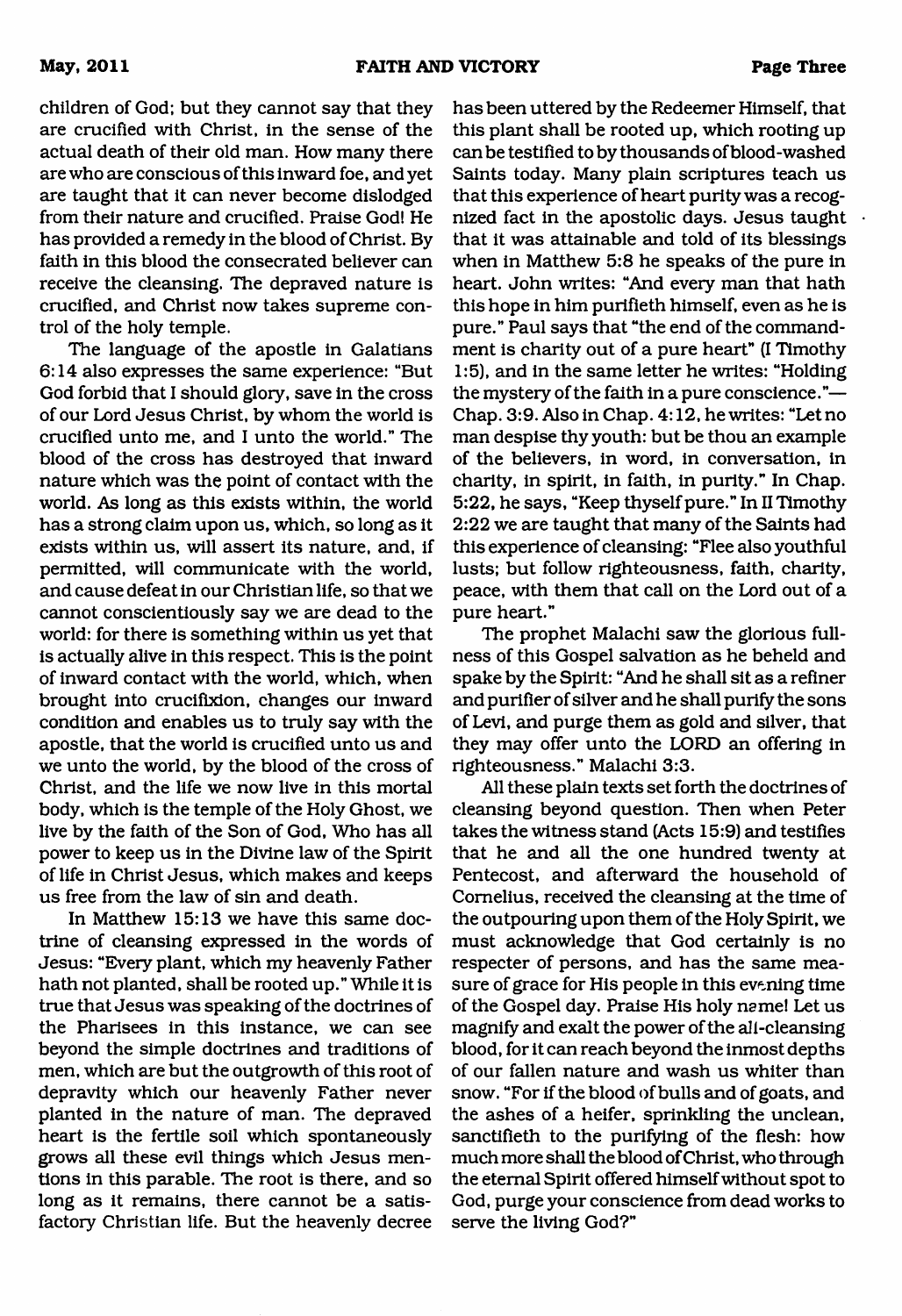children of God; but they cannot say that they are crucified with Christ, in the sense of the actual death of their old man. How many there are who are conscious of this inward foe, and yet are taught that it can never become dislodged from their nature and crucified. Praise God! He has provided a remedy in the blood of Christ. By faith in this blood the consecrated believer can receive the cleansing. The depraved nature is crucified, and Christ now takes supreme control of the holy temple.

The language of the apostle in Galatians 6:14 also expresses the same experience: "But God forbid that I should glory, save in the cross of our Lord Jesus Christ, by whom the world is crucified unto me, and I unto the world." The blood of the cross has destroyed that inward nature which was the point of contact with the world. As long as this exists within, the world has a strong claim upon us, which, so long as it exists within us, will assert its nature, and, if permitted, will communicate with the world, and cause defeat in our Christian life, so that we cannot conscientiously say we are dead to the world: for there is something within us yet that is actually alive in this respect. This is the point of inward contact with the world, which, when brought into crucifixion, changes our inward condition and enables us to truly say with the apostle, that the world is crucified unto us and we unto the world, by the blood of the cross of Christ, and the life we now live in this mortal body, which is the temple of the Holy Ghost, we live by the faith of the Son of God, Who has all power to keep us in the Divine law of the Spirit of life in Christ Jesus, which makes and keeps us free from the law of sin and death.

In Matthew 15:13 we have this same doctrine of cleansing expressed in the words of Jesus: "Every plant, which my heavenly Father hath not planted, shall be rooted up." While it is true that Jesus was speaking of the doctrines of the Pharisees in this instance, we can see beyond the simple doctrines and traditions of men, which are but the outgrowth of this root of depravity which our heavenly Father never planted in the nature of man. The depraved heart is the fertile soil which spontaneously grows all these evil things which Jesus mentions in this parable. The root is there, and so long as it remains, there cannot be a satisfactory Christian life. But the heavenly decree has been uttered by the Redeemer Himself, that this plant shall be rooted up, which rooting up can be testified to by thousands of blood-washed Saints today. Many plain scriptures teach us that this experience of heart purity was a recognized fact in the apostolic days. Jesus taught that it was attainable and told of its blessings when in Matthew 5:8 he speaks of the pure in heart. John writes: "And every man that hath this hope in him purifieth himself, even as he is pure." Paul says that "the end of the commandment is charity out of a pure heart" (I Timothy 1:5), and in the same letter he writes: "Holding the mystery of the faith in a pure conscience."—Chap. 3:9. Also in Chap. 4:12, he writes: "Let no man despise thy youth: but be thou an example of the believers, in word, in conversation, in charity, in spirit, in faith, in purity." In Chap. 5:22, he says, "Keep thyself pure." In II Timothy 2:22 we are taught that many of the Saints had this experience of cleansing: "Flee also youthful lusts; but follow righteousness, faith, charity, peace, with them that call on the Lord out of a pure heart."

The prophet Malachi saw the glorious fullness of this Gospel salvation as he beheld and spake by the Spirit: "And he shall sit as a refiner and purifier of silver and he shall purify the sons of Levi, and purge them as gold and silver, that they may offer unto the LORD an offering in righteousness." Malachi 3:3.

All these plain texts set forth the doctrines of cleansing beyond question. Then when Peter takes the witness stand (Acts 15:9) and testifies that he and all the one hundred twenty at Pentecost, and afterward the household of Cornelius, received the cleansing at the time of the outpouring upon them of the Holy Spirit, we must acknowledge that God certainly is no respecter of persons, and has the same measure of grace for His people in this evening time of the Gospel day. Praise His holy name! Let us magnify and exalt the power of the all-cleansing blood, for it can reach beyond the inmost depths of our fallen nature and wash us whiter than snow. "For if the blood of bulls and of goats, and the ashes of a heifer, sprinkling the unclean, sanctifieth to the purifying of the flesh: how much more shall the blood of Christ, who through the eternal Spirit offered himself without spot to God, purge your conscience from dead works to serve the living God?"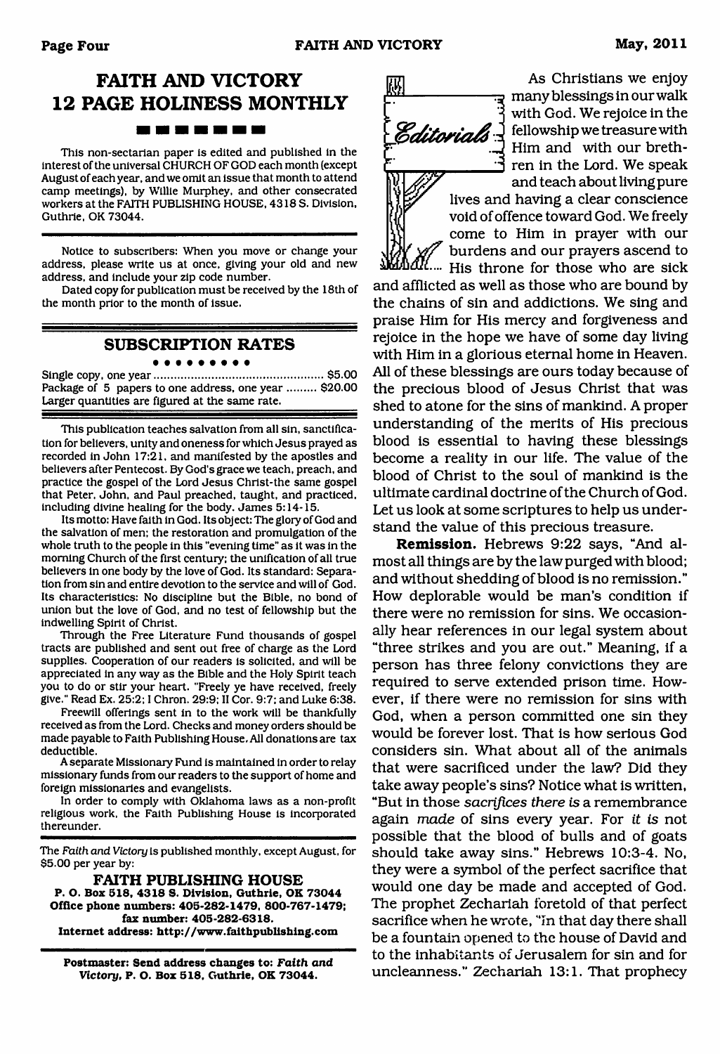## FAITH AND VICTORY 12 PAGE HOLINESS MONTHLY

This non-sectarian paper is edited and published in the interest of the universal CHURCH OF GOD each month (except August of each year, and we omit an issue that month to attend camp meetings), by Willie Murphey, and other consecrated workers at the FAITH PUBLISHING HOUSE, 4318 S. Division, Guthrie, OK 73044.

Notice to subscribers: When you move or change your address, please write us at once, giving your old and new address, and include your zip code number.

Dated copy for publication must be received by the 18th of the month prior to the month of issue.

### SUBSCRIPTION RATES

Single copy, one year .................................................. $5.00
Package of 5 papers to one address, one year ......... $20.00
Larger quantities are figured at the same rate.

This publication teaches salvation from all sin, sanctification for believers, unity and oneness for which Jesus prayed as recorded in John 17:21, and manifested by the apostles and believers after Pentecost. By God's grace we teach, preach, and practice the gospel of the Lord Jesus Christ-the same gospel that Peter, John, and Paul preached, taught, and practiced, including divine healing for the body. James 5:14-15.

Its motto: Have faith in God. Its object: The glory of God and the salvation of men; the restoration and promulgation of the whole truth to the people in this "evening time" as it was in the morning Church of the first century; the unification of all true believers in one body by the love of God. Its standard: Separation from sin and entire devotion to the service and will of God. Its characteristics: No discipline but the Bible, no bond of union but the love of God, and no test of fellowship but the indwelling Spirit of Christ.

Through the Free Literature Fund thousands of gospel tracts are published and sent out free of charge as the Lord supplies. Cooperation of our readers is solicited, and will be appreciated in any way as the Bible and the Holy Spirit teach you to do or stir your heart. "Freely ye have received, freely give." Read Ex. 25:2; I Chron. 29:9; II Cor. 9:7; and Luke 6:38.

Freewill offerings sent in to the work will be thankfully received as from the Lord. Checks and money orders should be made payable to Faith Publishing House. All donations are tax deductible.

A separate Missionary Fund is maintained in order to relay missionary funds from our readers to the support of home and foreign missionaries and evangelists.

In order to comply with Oklahoma laws as a non-profit religious work, the Faith Publishing House is incorporated thereunder.

The *Faith and Victory* is published monthly, except August, for $5.00 per year by:

**FAITH PUBLISHING HOUSE**
**P. O. Box 518, 4318 S. Division, Guthrie, OK 73044**
**Office phone numbers: 405-282-1479, 800-767-1479; fax number: 405-282-6318.**
**Internet address: http://www.faithpublishing.com**

**Postmaster: Send address changes to: *Faith and Victory*, P. O. Box 518, Guthrie, OK 73044.**

## Editorials

As Christians we enjoy many blessings in our walk with God. We rejoice in the fellowship we treasure with Him and with our brethren in the Lord. We speak and teach about living pure lives and having a clear conscience void of offence toward God. We freely come to Him in prayer with our burdens and our prayers ascend to His throne for those who are sick and afflicted as well as those who are bound by the chains of sin and addictions. We sing and praise Him for His mercy and forgiveness and rejoice in the hope we have of some day living with Him in a glorious eternal home in Heaven. All of these blessings are ours today because of the precious blood of Jesus Christ that was shed to atone for the sins of mankind. A proper understanding of the merits of His precious blood is essential to having these blessings become a reality in our life. The value of the blood of Christ to the soul of mankind is the ultimate cardinal doctrine of the Church of God. Let us look at some scriptures to help us understand the value of this precious treasure.

**Remission.** Hebrews 9:22 says, "And almost all things are by the law purged with blood; and without shedding of blood is no remission." How deplorable would be man's condition if there were no remission for sins. We occasionally hear references in our legal system about "three strikes and you are out." Meaning, if a person has three felony convictions they are required to serve extended prison time. However, if there were no remission for sins with God, when a person committed one sin they would be forever lost. That is how serious God considers sin. What about all of the animals that were sacrificed under the law? Did they take away people's sins? Notice what is written, "But in those *sacrifices there is* a remembrance again *made* of sins every year. For *it is* not possible that the blood of bulls and of goats should take away sins." Hebrews 10:3-4. No, they were a symbol of the perfect sacrifice that would one day be made and accepted of God. The prophet Zechariah foretold of that perfect sacrifice when he wrote, "In that day there shall be a fountain opened to the house of David and to the inhabitants of Jerusalem for sin and for uncleanness." Zechariah 13:1. That prophecy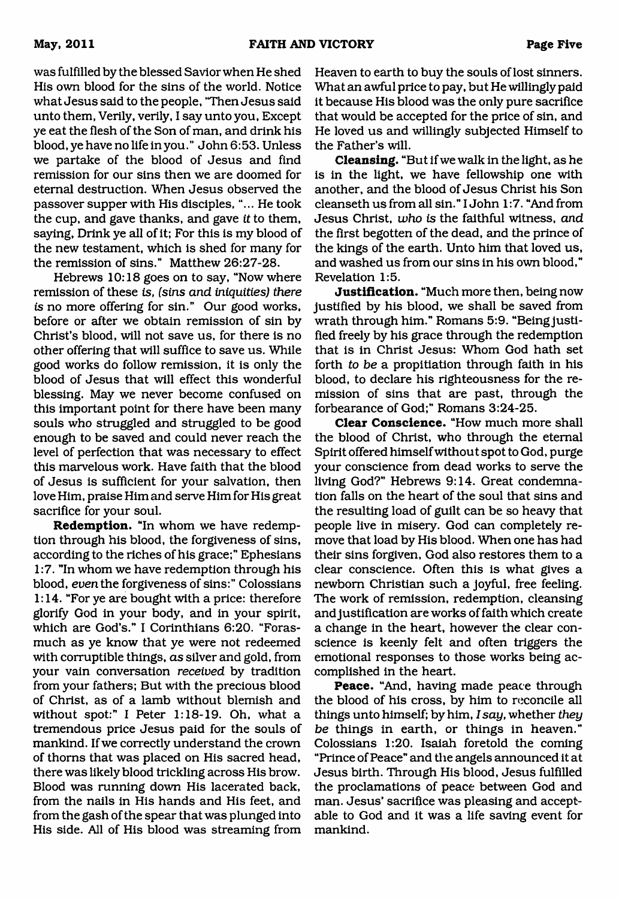was fulfilled by the blessed Savior when He shed His own blood for the sins of the world. Notice what Jesus said to the people, "Then Jesus said unto them, Verily, verily, I say unto you, Except ye eat the flesh of the Son of man, and drink his blood, ye have no life in you." John 6:53. Unless we partake of the blood of Jesus and find remission for our sins then we are doomed for eternal destruction. When Jesus observed the passover supper with His disciples, "... He took the cup, and gave thanks, and gave *it* to them, saying, Drink ye all of it; For this is my blood of the new testament, which is shed for many for the remission of sins." Matthew 26:27-28.

Hebrews 10:18 goes on to say, "Now where remission of these *is, (sins and iniquities) there is* no more offering for sin." Our good works, before or after we obtain remission of sin by Christ's blood, will not save us, for there is no other offering that will suffice to save us. While good works do follow remission, it is only the blood of Jesus that will effect this wonderful blessing. May we never become confused on this important point for there have been many souls who struggled and struggled to be good enough to be saved and could never reach the level of perfection that was necessary to effect this marvelous work. Have faith that the blood of Jesus is sufficient for your salvation, then love Him, praise Him and serve Him for His great sacrifice for your soul.

**Redemption.** "In whom we have redemption through his blood, the forgiveness of sins, according to the riches of his grace;" Ephesians 1:7. "In whom we have redemption through his blood, *even* the forgiveness of sins:" Colossians 1:14. "For ye are bought with a price: therefore glorify God in your body, and in your spirit, which are God's." I Corinthians 6:20. "Forasmuch as ye know that ye were not redeemed with corruptible things, *as* silver and gold, from your vain conversation *received* by tradition from your fathers; But with the precious blood of Christ, as of a lamb without blemish and without spot:" I Peter 1:18-19. Oh, what a tremendous price Jesus paid for the souls of mankind. If we correctly understand the crown of thorns that was placed on His sacred head, there was likely blood trickling across His brow. Blood was running down His lacerated back, from the nails in His hands and His feet, and from the gash of the spear that was plunged into His side. All of His blood was streaming from Heaven to earth to buy the souls of lost sinners. What an awful price to pay, but He willingly paid it because His blood was the only pure sacrifice that would be accepted for the price of sin, and He loved us and willingly subjected Himself to the Father's will.

**Cleansing.** "But if we walk in the light, as he is in the light, we have fellowship one with another, and the blood of Jesus Christ his Son cleanseth us from all sin." I John 1:7. "And from Jesus Christ, *who is* the faithful witness, *and* the first begotten of the dead, and the prince of the kings of the earth. Unto him that loved us, and washed us from our sins in his own blood," Revelation 1:5.

**Justification.** "Much more then, being now justified by his blood, we shall be saved from wrath through him." Romans 5:9. "Being justified freely by his grace through the redemption that is in Christ Jesus: Whom God hath set forth *to be* a propitiation through faith in his blood, to declare his righteousness for the remission of sins that are past, through the forbearance of God;" Romans 3:24-25.

**Clear Conscience.** "How much more shall the blood of Christ, who through the eternal Spirit offered himself without spot to God, purge your conscience from dead works to serve the living God?" Hebrews 9:14. Great condemnation falls on the heart of the soul that sins and the resulting load of guilt can be so heavy that people live in misery. God can completely remove that load by His blood. When one has had their sins forgiven, God also restores them to a clear conscience. Often this is what gives a newborn Christian such a joyful, free feeling. The work of remission, redemption, cleansing and justification are works of faith which create a change in the heart, however the clear conscience is keenly felt and often triggers the emotional responses to those works being accomplished in the heart.

**Peace.** "And, having made peace through the blood of his cross, by him to reconcile all things unto himself; by him, *I say,* whether *they be* things in earth, or things in heaven." Colossians 1:20. Isaiah foretold the coming "Prince of Peace" and the angels announced it at Jesus birth. Through His blood, Jesus fulfilled the proclamations of peace between God and man. Jesus' sacrifice was pleasing and acceptable to God and it was a life saving event for mankind.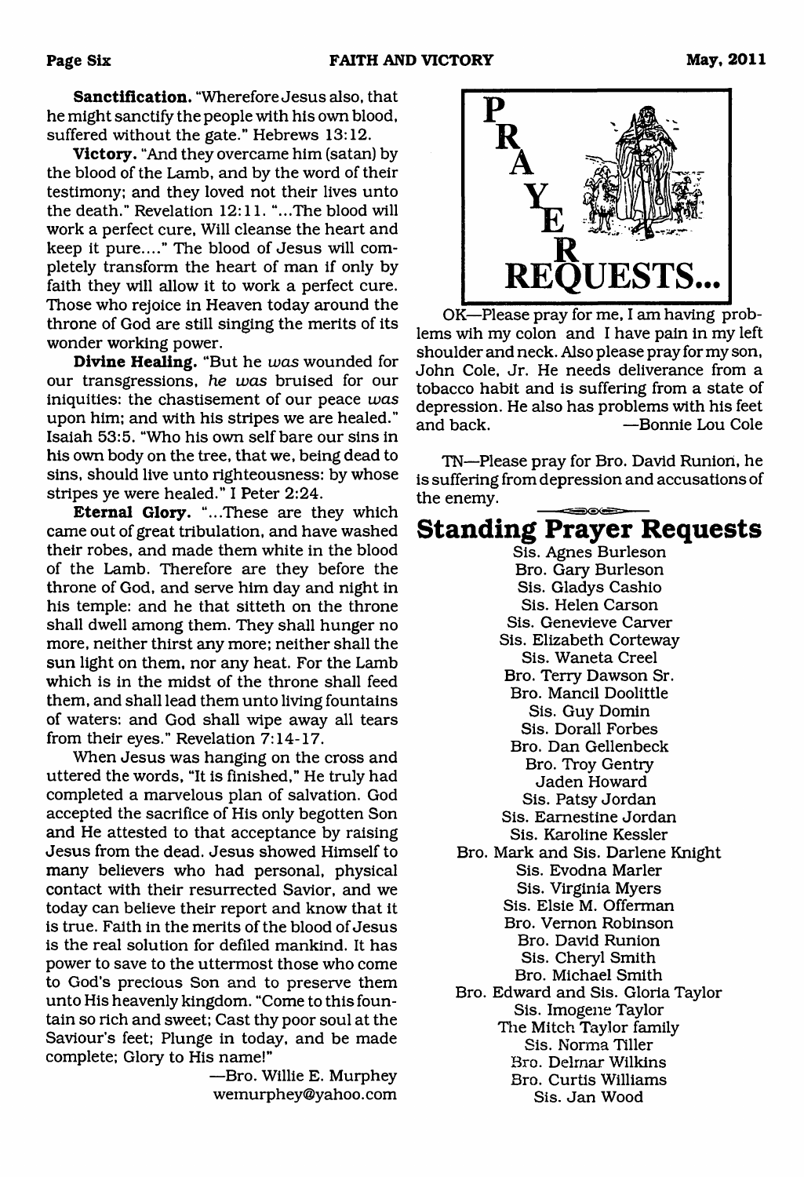**Sanctification.** "Wherefore Jesus also, that he might sanctify the people with his own blood, suffered without the gate." Hebrews 13:12.

**Victory.** "And they overcame him (satan) by the blood of the Lamb, and by the word of their testimony; and they loved not their lives unto the death." Revelation 12:11. "...The blood will work a perfect cure, Will cleanse the heart and keep it pure...." The blood of Jesus will completely transform the heart of man if only by faith they will allow it to work a perfect cure. Those who rejoice in Heaven today around the throne of God are still singing the merits of its wonder working power.

**Divine Healing.** "But he *was* wounded for our transgressions, *he was* bruised for our iniquities: the chastisement of our peace *was* upon him; and with his stripes we are healed." Isaiah 53:5. "Who his own self bare our sins in his own body on the tree, that we, being dead to sins, should live unto righteousness: by whose stripes ye were healed." I Peter 2:24.

**Eternal Glory.** "...These are they which came out of great tribulation, and have washed their robes, and made them white in the blood of the Lamb. Therefore are they before the throne of God, and serve him day and night in his temple: and he that sitteth on the throne shall dwell among them. They shall hunger no more, neither thirst any more; neither shall the sun light on them, nor any heat. For the Lamb which is in the midst of the throne shall feed them, and shall lead them unto living fountains of waters: and God shall wipe away all tears from their eyes." Revelation 7:14-17.

When Jesus was hanging on the cross and uttered the words, "It is finished," He truly had completed a marvelous plan of salvation. God accepted the sacrifice of His only begotten Son and He attested to that acceptance by raising Jesus from the dead. Jesus showed Himself to many believers who had personal, physical contact with their resurrected Savior, and we today can believe their report and know that it is true. Faith in the merits of the blood of Jesus is the real solution for defiled mankind. It has power to save to the uttermost those who come to God's precious Son and to preserve them unto His heavenly kingdom. "Come to this fountain so rich and sweet; Cast thy poor soul at the Saviour's feet; Plunge in today, and be made complete; Glory to His name!"

—Bro. Willie E. Murphey
wemurphey@yahoo.com

# PRAYER REQUESTS...

OK—Please pray for me, I am having problems wih my colon and I have pain in my left shoulder and neck. Also please pray for my son, John Cole, Jr. He needs deliverance from a tobacco habit and is suffering from a state of depression. He also has problems with his feet and back. —Bonnie Lou Cole

TN—Please pray for Bro. David Runion, he is suffering from depression and accusations of the enemy.

## Standing Prayer Requests

Sis. Agnes Burleson
Bro. Gary Burleson
Sis. Gladys Cashio
Sis. Helen Carson
Sis. Genevieve Carver
Sis. Elizabeth Corteway
Sis. Waneta Creel
Bro. Terry Dawson Sr.
Bro. Mancil Doolittle
Sis. Guy Domin
Sis. Dorall Forbes
Bro. Dan Gellenbeck
Bro. Troy Gentry
Jaden Howard
Sis. Patsy Jordan
Sis. Earnestine Jordan
Sis. Karoline Kessler
Bro. Mark and Sis. Darlene Knight
Sis. Evodna Marler
Sis. Virginia Myers
Sis. Elsie M. Offerman
Bro. Vernon Robinson
Bro. David Runion
Sis. Cheryl Smith
Bro. Michael Smith
Bro. Edward and Sis. Gloria Taylor
Sis. Imogene Taylor
The Mitch Taylor family
Sis. Norma Tiller
Bro. Delmar Wilkins
Bro. Curtis Williams
Sis. Jan Wood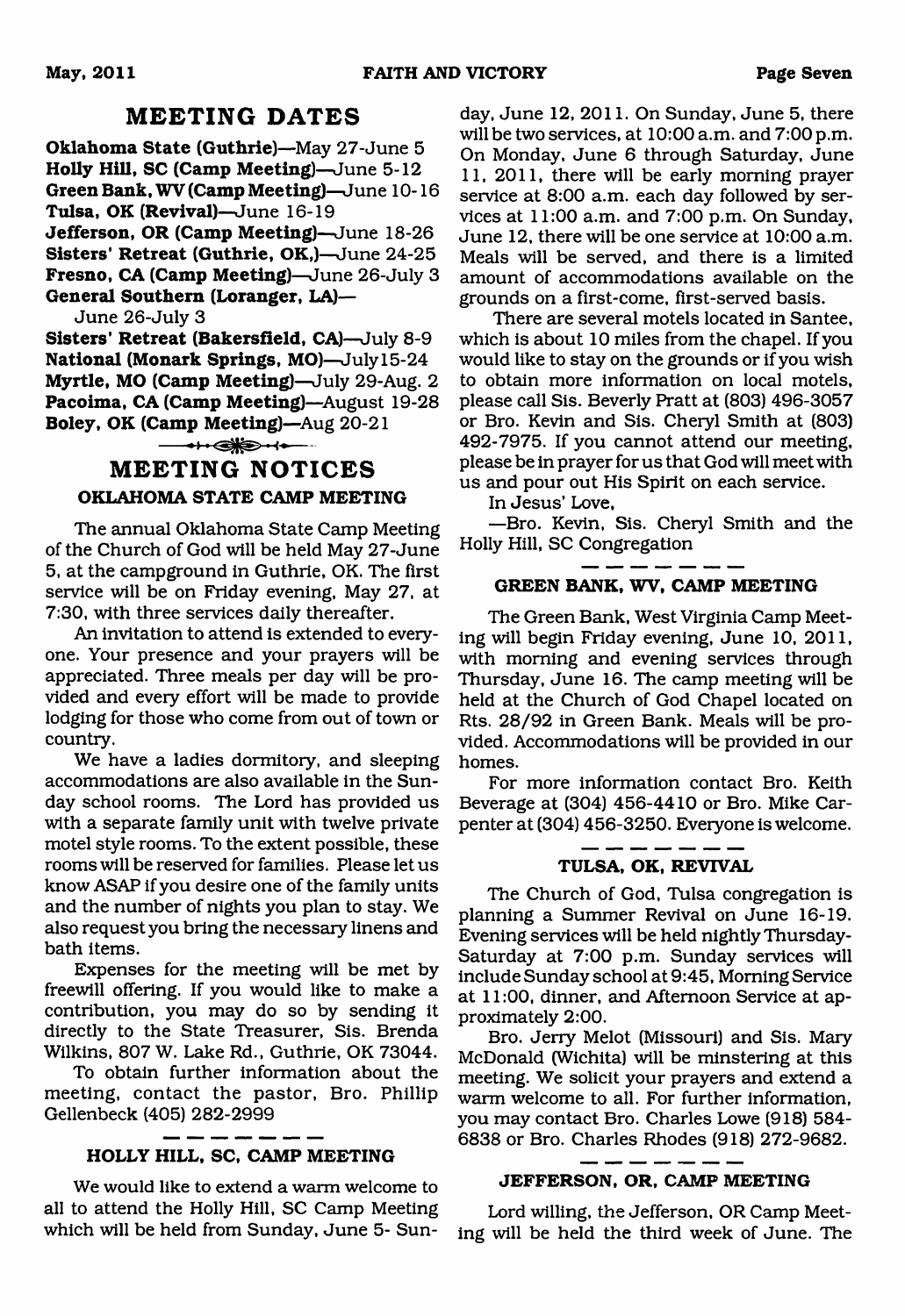## MEETING DATES

**Oklahoma State (Guthrie)**—May 27-June 5
**Holly Hill, SC (Camp Meeting)**—June 5-12
**Green Bank, WV (Camp Meeting)**—June 10-16
**Tulsa, OK (Revival)**—June 16-19
**Jefferson, OR (Camp Meeting)**—June 18-26
**Sisters' Retreat (Guthrie, OK,)**—June 24-25
**Fresno, CA (Camp Meeting)**—June 26-July 3
**General Southern (Loranger, LA)**—
June 26-July 3
**Sisters' Retreat (Bakersfield, CA)**—July 8-9
**National (Monark Springs, MO)**—July15-24
**Myrtle, MO (Camp Meeting)**—July 29-Aug. 2
**Pacoima, CA (Camp Meeting)**—August 19-28
**Boley, OK (Camp Meeting)**—Aug 20-21

## MEETING NOTICES

### OKLAHOMA STATE CAMP MEETING

The annual Oklahoma State Camp Meeting of the Church of God will be held May 27-June 5, at the campground in Guthrie, OK. The first service will be on Friday evening, May 27, at 7:30, with three services daily thereafter.

An invitation to attend is extended to everyone. Your presence and your prayers will be appreciated. Three meals per day will be provided and every effort will be made to provide lodging for those who come from out of town or country.

We have a ladies dormitory, and sleeping accommodations are also available in the Sunday school rooms. The Lord has provided us with a separate family unit with twelve private motel style rooms. To the extent possible, these rooms will be reserved for families. Please let us know ASAP if you desire one of the family units and the number of nights you plan to stay. We also request you bring the necessary linens and bath items.

Expenses for the meeting will be met by freewill offering. If you would like to make a contribution, you may do so by sending it directly to the State Treasurer, Sis. Brenda Wilkins, 807 W. Lake Rd., Guthrie, OK 73044.

To obtain further information about the meeting, contact the pastor, Bro. Phillip Gellenbeck (405) 282-2999

### HOLLY HILL, SC, CAMP MEETING

We would like to extend a warm welcome to all to attend the Holly Hill, SC Camp Meeting which will be held from Sunday, June 5- Sunday, June 12, 2011. On Sunday, June 5, there will be two services, at 10:00 a.m. and 7:00 p.m. On Monday, June 6 through Saturday, June 11, 2011, there will be early morning prayer service at 8:00 a.m. each day followed by services at 11:00 a.m. and 7:00 p.m. On Sunday, June 12, there will be one service at 10:00 a.m. Meals will be served, and there is a limited amount of accommodations available on the grounds on a first-come, first-served basis.

There are several motels located in Santee, which is about 10 miles from the chapel. If you would like to stay on the grounds or if you wish to obtain more information on local motels, please call Sis. Beverly Pratt at (803) 496-3057 or Bro. Kevin and Sis. Cheryl Smith at (803) 492-7975. If you cannot attend our meeting, please be in prayer for us that God will meet with us and pour out His Spirit on each service.

In Jesus' Love,

—Bro. Kevin, Sis. Cheryl Smith and the Holly Hill, SC Congregation

### GREEN BANK, WV, CAMP MEETING

The Green Bank, West Virginia Camp Meeting will begin Friday evening, June 10, 2011, with morning and evening services through Thursday, June 16. The camp meeting will be held at the Church of God Chapel located on Rts. 28/92 in Green Bank. Meals will be provided. Accommodations will be provided in our homes.

For more information contact Bro. Keith Beverage at (304) 456-4410 or Bro. Mike Carpenter at (304) 456-3250. Everyone is welcome.

### TULSA, OK, REVIVAL

The Church of God, Tulsa congregation is planning a Summer Revival on June 16-19. Evening services will be held nightly Thursday-Saturday at 7:00 p.m. Sunday services will include Sunday school at 9:45, Morning Service at 11:00, dinner, and Afternoon Service at approximately 2:00.

Bro. Jerry Melot (Missouri) and Sis. Mary McDonald (Wichita) will be minstering at this meeting. We solicit your prayers and extend a warm welcome to all. For further information, you may contact Bro. Charles Lowe (918) 584-6838 or Bro. Charles Rhodes (918) 272-9682.

### JEFFERSON, OR, CAMP MEETING

Lord willing, the Jefferson, OR Camp Meeting will be held the third week of June. The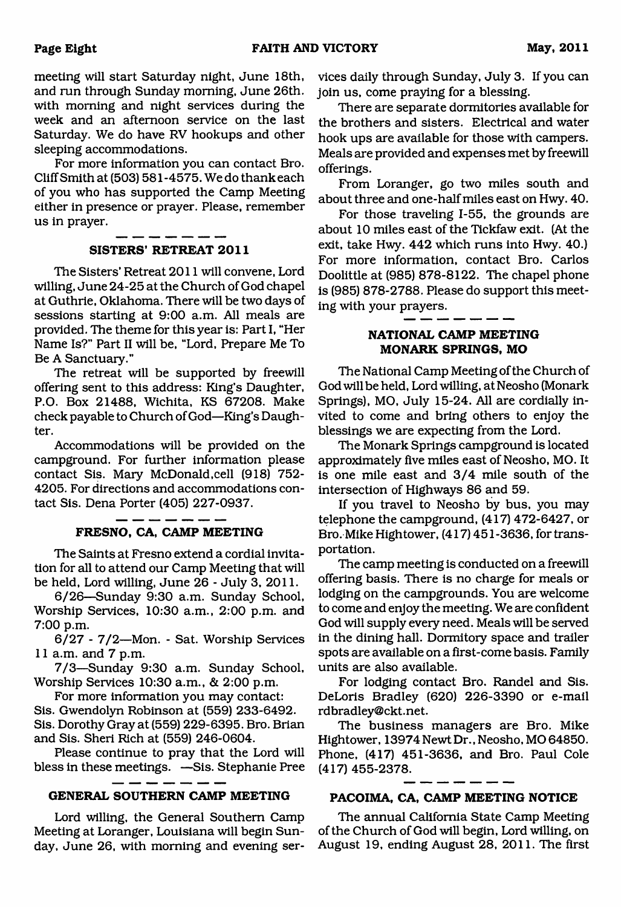meeting will start Saturday night, June 18th, and run through Sunday morning, June 26th. with morning and night services during the week and an afternoon service on the last Saturday. We do have RV hookups and other sleeping accommodations.

For more information you can contact Bro. Cliff Smith at (503) 581-4575. We do thank each of you who has supported the Camp Meeting either in presence or prayer. Please, remember us in prayer.

---

### SISTERS' RETREAT 2011

The Sisters' Retreat 2011 will convene, Lord willing, June 24-25 at the Church of God chapel at Guthrie, Oklahoma. There will be two days of sessions starting at 9:00 a.m. All meals are provided. The theme for this year is: Part I, "Her Name Is?" Part II will be, "Lord, Prepare Me To Be A Sanctuary."

The retreat will be supported by freewill offering sent to this address: King's Daughter, P.O. Box 21488, Wichita, KS 67208. Make check payable to Church of God—King's Daughter.

Accommodations will be provided on the campground. For further information please contact Sis. Mary McDonald,cell (918) 752-4205. For directions and accommodations contact Sis. Dena Porter (405) 227-0937.

---

### FRESNO, CA, CAMP MEETING

The Saints at Fresno extend a cordial invitation for all to attend our Camp Meeting that will be held, Lord willing, June 26 - July 3, 2011.

6/26—Sunday 9:30 a.m. Sunday School, Worship Services, 10:30 a.m., 2:00 p.m. and 7:00 p.m.

6/27 - 7/2—Mon. - Sat. Worship Services 11 a.m. and 7 p.m.

7/3—Sunday 9:30 a.m. Sunday School, Worship Services 10:30 a.m., & 2:00 p.m.

For more information you may contact:
Sis. Gwendolyn Robinson at (559) 233-6492. Sis. Dorothy Gray at (559) 229-6395. Bro. Brian and Sis. Sheri Rich at (559) 246-0604.

Please continue to pray that the Lord will bless in these meetings. —Sis. Stephanie Pree

---

### GENERAL SOUTHERN CAMP MEETING

Lord willing, the General Southern Camp Meeting at Loranger, Louisiana will begin Sunday, June 26, with morning and evening services daily through Sunday, July 3. If you can join us, come praying for a blessing.

There are separate dormitories available for the brothers and sisters. Electrical and water hook ups are available for those with campers. Meals are provided and expenses met by freewill offerings.

From Loranger, go two miles south and about three and one-half miles east on Hwy. 40.

For those traveling I-55, the grounds are about 10 miles east of the Tickfaw exit. (At the exit, take Hwy. 442 which runs into Hwy. 40.) For more information, contact Bro. Carlos Doolittle at (985) 878-8122. The chapel phone is (985) 878-2788. Please do support this meeting with your prayers.

---

### NATIONAL CAMP MEETING MONARK SPRINGS, MO

The National Camp Meeting of the Church of God will be held, Lord willing, at Neosho (Monark Springs), MO, July 15-24. All are cordially invited to come and bring others to enjoy the blessings we are expecting from the Lord.

The Monark Springs campground is located approximately five miles east of Neosho, MO. It is one mile east and 3/4 mile south of the intersection of Highways 86 and 59.

If you travel to Neosho by bus, you may telephone the campground, (417) 472-6427, or Bro. Mike Hightower, (417) 451-3636, for transportation.

The camp meeting is conducted on a freewill offering basis. There is no charge for meals or lodging on the campgrounds. You are welcome to come and enjoy the meeting. We are confident God will supply every need. Meals will be served in the dining hall. Dormitory space and trailer spots are available on a first-come basis. Family units are also available.

For lodging contact Bro. Randel and Sis. DeLoris Bradley (620) 226-3390 or e-mail rdbradley@ckt.net.

The business managers are Bro. Mike Hightower, 13974 Newt Dr., Neosho, MO 64850. Phone, (417) 451-3636, and Bro. Paul Cole (417) 455-2378.

---

### PACOIMA, CA, CAMP MEETING NOTICE

The annual California State Camp Meeting of the Church of God will begin, Lord willing, on August 19, ending August 28, 2011. The first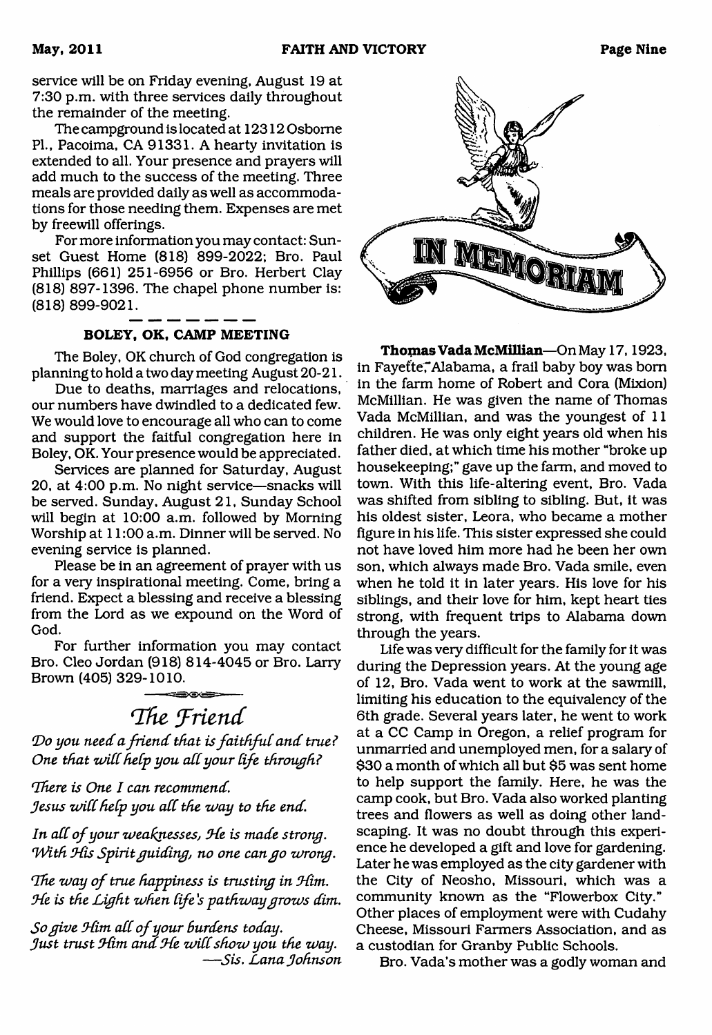service will be on Friday evening, August 19 at 7:30 p.m. with three services daily throughout the remainder of the meeting.

The campground is located at 12312 Osborne Pl., Pacoima, CA 91331. A hearty invitation is extended to all. Your presence and prayers will add much to the success of the meeting. Three meals are provided daily as well as accommodations for those needing them. Expenses are met by freewill offerings.

For more information you may contact: Sunset Guest Home (818) 899-2022; Bro. Paul Phillips (661) 251-6956 or Bro. Herbert Clay (818) 897-1396. The chapel phone number is: (818) 899-9021.

---

### BOLEY, OK, CAMP MEETING

The Boley, OK church of God congregation is planning to hold a two day meeting August 20-21.

Due to deaths, marriages and relocations, our numbers have dwindled to a dedicated few. We would love to encourage all who can to come and support the faitful congregation here in Boley, OK. Your presence would be appreciated.

Services are planned for Saturday, August 20, at 4:00 p.m. No night service—snacks will be served. Sunday, August 21, Sunday School will begin at 10:00 a.m. followed by Morning Worship at 11:00 a.m. Dinner will be served. No evening service is planned.

Please be in an agreement of prayer with us for a very inspirational meeting. Come, bring a friend. Expect a blessing and receive a blessing from the Lord as we expound on the Word of God.

For further information you may contact Bro. Cleo Jordan (918) 814-4045 or Bro. Larry Brown (405) 329-1010.

## *The Friend*

*Do you need a friend that is faithful and true?*
*One that will help you all your life through?*

*There is One I can recommend.*
*Jesus will help you all the way to the end.*

*In all of your weaknesses, He is made strong.*
*With His Spirit guiding, no one can go wrong.*

*The way of true happiness is trusting in Him.*
*He is the Light when life's pathway grows dim.*

*So give Him all of your burdens today.*
*Just trust Him and He will show you the way.*

*—Sis. Lana Johnson*

## IN MEMORIAM

**Thomas Vada McMillian**—On May 17, 1923, in Fayette, Alabama, a frail baby boy was born in the farm home of Robert and Cora (Mixion) McMillian. He was given the name of Thomas Vada McMillian, and was the youngest of 11 children. He was only eight years old when his father died, at which time his mother "broke up housekeeping;" gave up the farm, and moved to town. With this life-altering event, Bro. Vada was shifted from sibling to sibling. But, it was his oldest sister, Leora, who became a mother figure in his life. This sister expressed she could not have loved him more had he been her own son, which always made Bro. Vada smile, even when he told it in later years. His love for his siblings, and their love for him, kept heart ties strong, with frequent trips to Alabama down through the years.

Life was very difficult for the family for it was during the Depression years. At the young age of 12, Bro. Vada went to work at the sawmill, limiting his education to the equivalency of the 6th grade. Several years later, he went to work at a CC Camp in Oregon, a relief program for unmarried and unemployed men, for a salary of $30 a month of which all but $5 was sent home to help support the family. Here, he was the camp cook, but Bro. Vada also worked planting trees and flowers as well as doing other landscaping. It was no doubt through this experience he developed a gift and love for gardening. Later he was employed as the city gardener with the City of Neosho, Missouri, which was a community known as the "Flowerbox City." Other places of employment were with Cudahy Cheese, Missouri Farmers Association, and as a custodian for Granby Public Schools.

Bro. Vada's mother was a godly woman and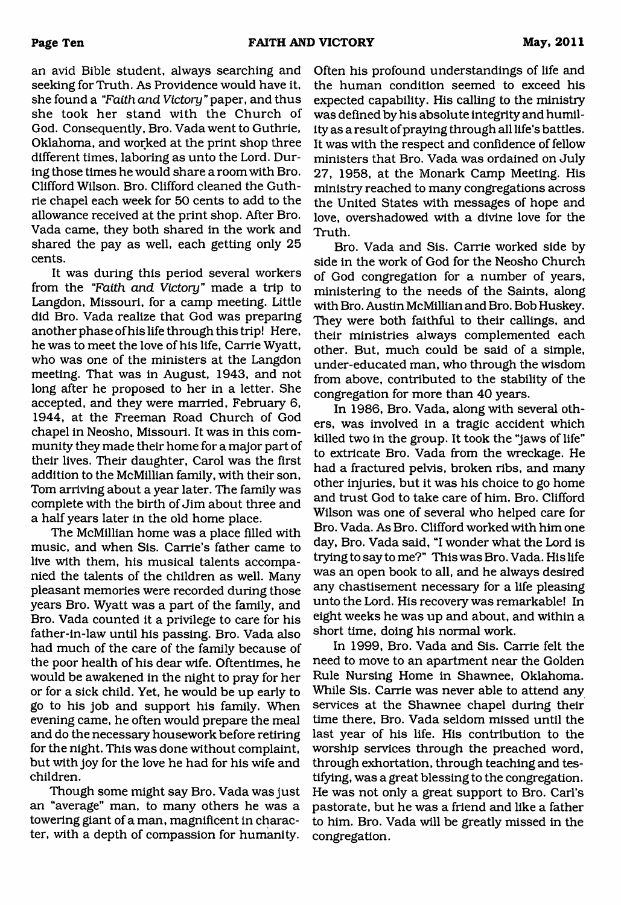an avid Bible student, always searching and seeking for Truth. As Providence would have it, she found a *"Faith and Victory"* paper, and thus she took her stand with the Church of God. Consequently, Bro. Vada went to Guthrie, Oklahoma, and worked at the print shop three different times, laboring as unto the Lord. During those times he would share a room with Bro. Clifford Wilson. Bro. Clifford cleaned the Guthrie chapel each week for 50 cents to add to the allowance received at the print shop. After Bro. Vada came, they both shared in the work and shared the pay as well, each getting only 25 cents.

It was during this period several workers from the *"Faith and Victory"* made a trip to Langdon, Missouri, for a camp meeting. Little did Bro. Vada realize that God was preparing another phase of his life through this trip! Here, he was to meet the love of his life, Carrie Wyatt, who was one of the ministers at the Langdon meeting. That was in August, 1943, and not long after he proposed to her in a letter. She accepted, and they were married, February 6, 1944, at the Freeman Road Church of God chapel in Neosho, Missouri. It was in this community they made their home for a major part of their lives. Their daughter, Carol was the first addition to the McMillian family, with their son, Tom arriving about a year later. The family was complete with the birth of Jim about three and a half years later in the old home place.

The McMillian home was a place filled with music, and when Sis. Carrie's father came to live with them, his musical talents accompanied the talents of the children as well. Many pleasant memories were recorded during those years Bro. Wyatt was a part of the family, and Bro. Vada counted it a privilege to care for his father-in-law until his passing. Bro. Vada also had much of the care of the family because of the poor health of his dear wife. Oftentimes, he would be awakened in the night to pray for her or for a sick child. Yet, he would be up early to go to his job and support his family. When evening came, he often would prepare the meal and do the necessary housework before retiring for the night. This was done without complaint, but with joy for the love he had for his wife and children.

Though some might say Bro. Vada was just an "average" man, to many others he was a towering giant of a man, magnificent in character, with a depth of compassion for humanity. Often his profound understandings of life and the human condition seemed to exceed his expected capability. His calling to the ministry was defined by his absolute integrity and humility as a result of praying through all life's battles. It was with the respect and confidence of fellow ministers that Bro. Vada was ordained on July 27, 1958, at the Monark Camp Meeting. His ministry reached to many congregations across the United States with messages of hope and love, overshadowed with a divine love for the Truth.

Bro. Vada and Sis. Carrie worked side by side in the work of God for the Neosho Church of God congregation for a number of years, ministering to the needs of the Saints, along with Bro. Austin McMillian and Bro. Bob Huskey. They were both faithful to their callings, and their ministries always complemented each other. But, much could be said of a simple, under-educated man, who through the wisdom from above, contributed to the stability of the congregation for more than 40 years.

In 1986, Bro. Vada, along with several others, was involved in a tragic accident which killed two in the group. It took the "jaws of life" to extricate Bro. Vada from the wreckage. He had a fractured pelvis, broken ribs, and many other injuries, but it was his choice to go home and trust God to take care of him. Bro. Clifford Wilson was one of several who helped care for Bro. Vada. As Bro. Clifford worked with him one day, Bro. Vada said, "I wonder what the Lord is trying to say to me?" This was Bro. Vada. His life was an open book to all, and he always desired any chastisement necessary for a life pleasing unto the Lord. His recovery was remarkable! In eight weeks he was up and about, and within a short time, doing his normal work.

In 1999, Bro. Vada and Sis. Carrie felt the need to move to an apartment near the Golden Rule Nursing Home in Shawnee, Oklahoma. While Sis. Carrie was never able to attend any services at the Shawnee chapel during their time there, Bro. Vada seldom missed until the last year of his life. His contribution to the worship services through the preached word, through exhortation, through teaching and testifying, was a great blessing to the congregation. He was not only a great support to Bro. Carl's pastorate, but he was a friend and like a father to him. Bro. Vada will be greatly missed in the congregation.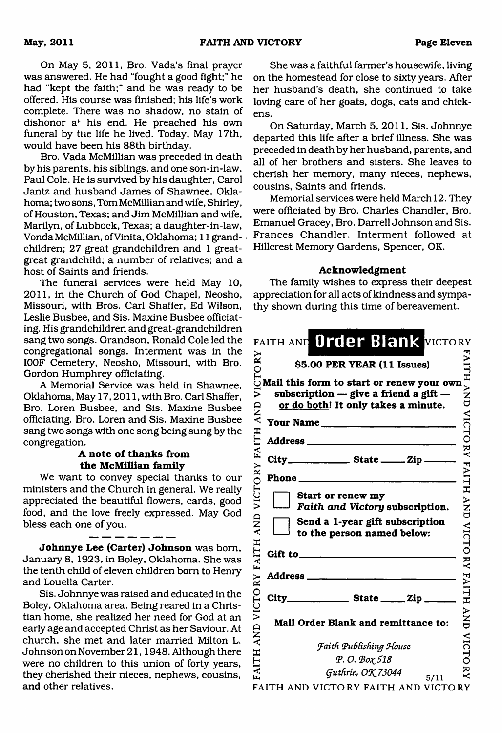On May 5, 2011, Bro. Vada's final prayer was answered. He had "fought a good fight;" he had "kept the faith;" and he was ready to be offered. His course was finished; his life's work complete. There was no shadow, no stain of dishonor at his end. He preached his own funeral by the life he lived. Today, May 17th, would have been his 88th birthday.

Bro. Vada McMillian was preceded in death by his parents, his siblings, and one son-in-law, Paul Cole. He is survived by his daughter, Carol Jantz and husband James of Shawnee, Oklahoma; two sons, Tom McMillian and wife, Shirley, of Houston, Texas; and Jim McMillian and wife, Marilyn, of Lubbock, Texas; a daughter-in-law, Vonda McMillian, of Vinita, Oklahoma; 11 grandchildren; 27 great grandchildren and 1 great-great grandchild; a number of relatives; and a host of Saints and friends.

The funeral services were held May 10, 2011, in the Church of God Chapel, Neosho, Missouri, with Bros. Carl Shaffer, Ed Wilson, Leslie Busbee, and Sis. Maxine Busbee officiating. His grandchildren and great-grandchildren sang two songs. Grandson, Ronald Cole led the congregational songs. Interment was in the IOOF Cemetery, Neosho, Missouri, with Bro. Gordon Humphrey officiating.

A Memorial Service was held in Shawnee, Oklahoma, May 17, 2011, with Bro. Carl Shaffer, Bro. Loren Busbee, and Sis. Maxine Busbee officiating. Bro. Loren and Sis. Maxine Busbee sang two songs with one song being sung by the congregation.

**A note of thanks from the McMillian family**

We want to convey special thanks to our ministers and the Church in general. We really appreciated the beautiful flowers, cards, good food, and the love freely expressed. May God bless each one of you.

---

**Johnnye Lee (Carter) Johnson** was born, January 8, 1923, in Boley, Oklahoma. She was the tenth child of eleven children born to Henry and Louella Carter.

Sis. Johnnye was raised and educated in the Boley, Oklahoma area. Being reared in a Christian home, she realized her need for God at an early age and accepted Christ as her Saviour. At church, she met and later married Milton L. Johnson on November 21, 1948. Although there were no children to this union of forty years, they cherished their nieces, nephews, cousins, and other relatives.

She was a faithful farmer's housewife, living on the homestead for close to sixty years. After her husband's death, she continued to take loving care of her goats, dogs, cats and chickens.

On Saturday, March 5, 2011, Sis. Johnnye departed this life after a brief illness. She was preceded in death by her husband, parents, and all of her brothers and sisters. She leaves to cherish her memory, many nieces, nephews, cousins, Saints and friends.

Memorial services were held March 12. They were officiated by Bro. Charles Chandler, Bro. Emanuel Gracey, Bro. Darrell Johnson and Sis. Frances Chandler. Interment followed at Hillcrest Memory Gardens, Spencer, OK.

**Acknowledgment**

The family wishes to express their deepest appreciation for all acts of kindness and sympathy shown during this time of bereavement.

## FAITH AND VICTORY Order Blank

**$5.00 PER YEAR (11 Issues)**

**Mail this form to start or renew your own subscription — give a friend a gift — or do both! It only takes a minute.**

**Your Name** ______________________

**Address** ______________________

**City** __________ **State** _____ **Zip** _____

**Phone** ______________________

☐ **Start or renew my *Faith and Victory* subscription.**

☐ **Send a 1-year gift subscription to the person named below:**

**Gift to** ______________________

**Address** ______________________

**City** __________ **State** _____ **Zip** _____

**Mail Order Blank and remittance to:**

*Faith Publishing House*
*P. O. Box 518*
*Guthrie, OK 73044*

5/11

FAITH AND VICTORY FAITH AND VICTORY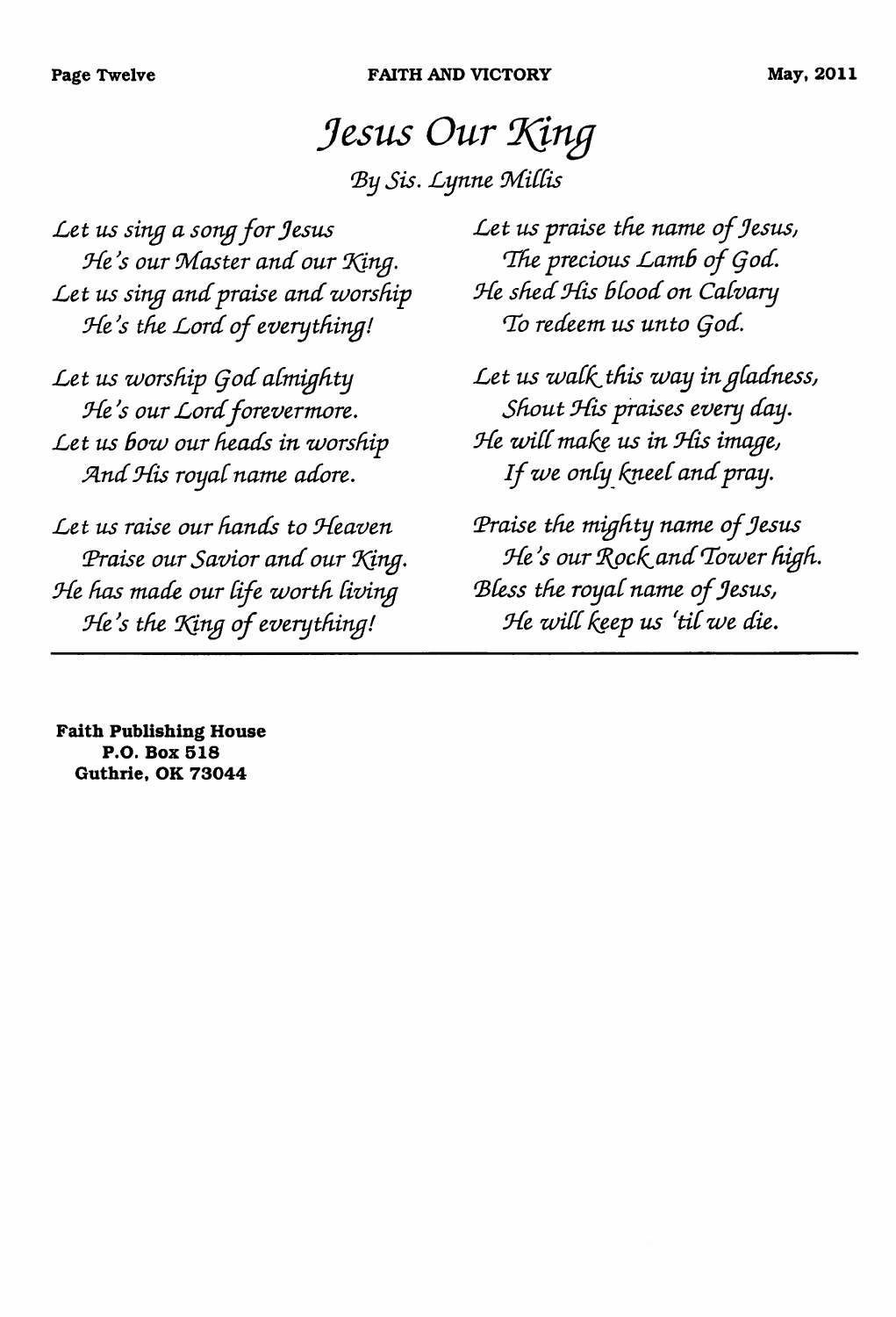# *Jesus Our King*

*By Sis. Lynne Millis*

*Let us sing a song for Jesus*
*He's our Master and our King.*
*Let us sing and praise and worship*
*He's the Lord of everything!*

*Let us worship God almighty*
*He's our Lord forevermore.*
*Let us bow our heads in worship*
*And His royal name adore.*

*Let us raise our hands to Heaven*
*Praise our Savior and our King.*
*He has made our life worth living*
*He's the King of everything!*

*Let us praise the name of Jesus,*
*The precious Lamb of God.*
*He shed His blood on Calvary*
*To redeem us unto God.*

*Let us walk this way in gladness,*
*Shout His praises every day.*
*He will make us in His image,*
*If we only kneel and pray.*

*Praise the mighty name of Jesus*
*He's our Rock and Tower high.*
*Bless the royal name of Jesus,*
*He will keep us 'til we die.*

---

**Faith Publishing House**
**P.O. Box 518**
**Guthrie, OK 73044**